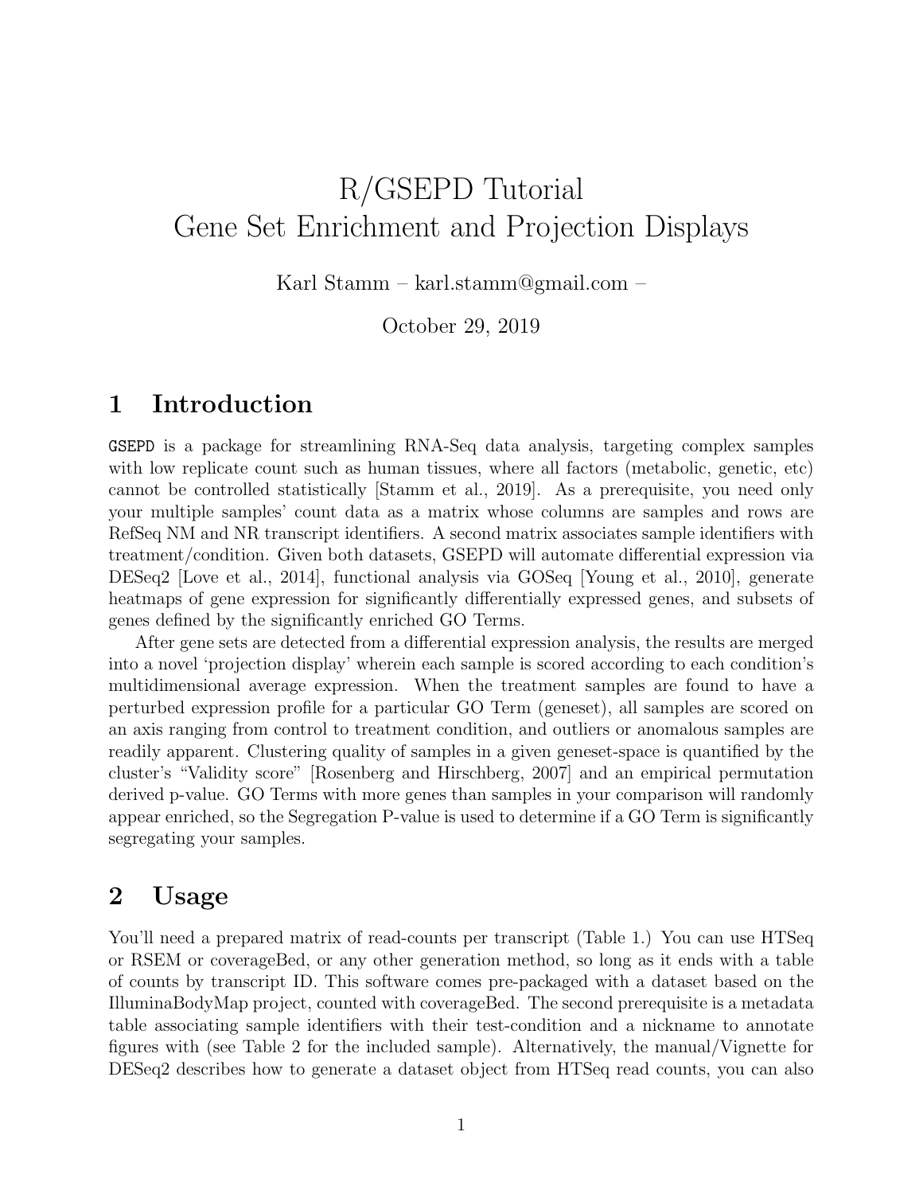# R/GSEPD Tutorial
# Gene Set Enrichment and Projection Displays

Karl Stamm – karl.stamm@gmail.com –

October 29, 2019

## 1 Introduction

GSEPD is a package for streamlining RNA-Seq data analysis, targeting complex samples with low replicate count such as human tissues, where all factors (metabolic, genetic, etc) cannot be controlled statistically [Stamm et al., 2019]. As a prerequisite, you need only your multiple samples' count data as a matrix whose columns are samples and rows are RefSeq NM and NR transcript identifiers. A second matrix associates sample identifiers with treatment/condition. Given both datasets, GSEPD will automate differential expression via DESeq2 [Love et al., 2014], functional analysis via GOSeq [Young et al., 2010], generate heatmaps of gene expression for significantly differentially expressed genes, and subsets of genes defined by the significantly enriched GO Terms.

After gene sets are detected from a differential expression analysis, the results are merged into a novel 'projection display' wherein each sample is scored according to each condition's multidimensional average expression. When the treatment samples are found to have a perturbed expression profile for a particular GO Term (geneset), all samples are scored on an axis ranging from control to treatment condition, and outliers or anomalous samples are readily apparent. Clustering quality of samples in a given geneset-space is quantified by the cluster's "Validity score" [Rosenberg and Hirschberg, 2007] and an empirical permutation derived p-value. GO Terms with more genes than samples in your comparison will randomly appear enriched, so the Segregation P-value is used to determine if a GO Term is significantly segregating your samples.

## 2 Usage

You'll need a prepared matrix of read-counts per transcript (Table 1.) You can use HTSeq or RSEM or coverageBed, or any other generation method, so long as it ends with a table of counts by transcript ID. This software comes pre-packaged with a dataset based on the IlluminaBodyMap project, counted with coverageBed. The second prerequisite is a metadata table associating sample identifiers with their test-condition and a nickname to annotate figures with (see Table 2 for the included sample). Alternatively, the manual/Vignette for DESeq2 describes how to generate a dataset object from HTSeq read counts, you can also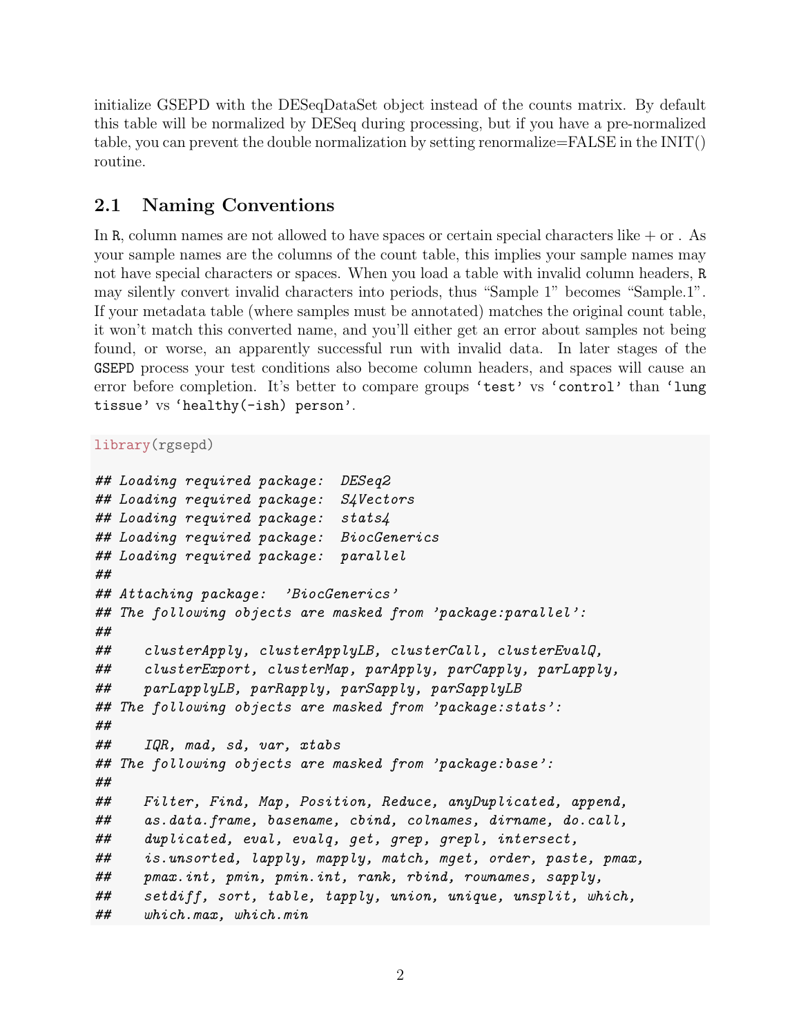initialize GSEPD with the DESeqDataSet object instead of the counts matrix. By default this table will be normalized by DESeq during processing, but if you have a pre-normalized table, you can prevent the double normalization by setting renormalize=FALSE in the INIT() routine.

## 2.1 Naming Conventions

In R, column names are not allowed to have spaces or certain special characters like + or . As your sample names are the columns of the count table, this implies your sample names may not have special characters or spaces. When you load a table with invalid column headers, R may silently convert invalid characters into periods, thus "Sample 1" becomes "Sample.1". If your metadata table (where samples must be annotated) matches the original count table, it won't match this converted name, and you'll either get an error about samples not being found, or worse, an apparently successful run with invalid data. In later stages of the GSEPD process your test conditions also become column headers, and spaces will cause an error before completion. It's better to compare groups 'test' vs 'control' than 'lung tissue' vs 'healthy(-ish) person'.

```
library(rgsepd)

## Loading required package:  DESeq2
## Loading required package:  S4Vectors
## Loading required package:  stats4
## Loading required package:  BiocGenerics
## Loading required package:  parallel
##
## Attaching package:  'BiocGenerics'
## The following objects are masked from 'package:parallel':
##
##     clusterApply, clusterApplyLB, clusterCall, clusterEvalQ,
##     clusterExport, clusterMap, parApply, parCapply, parLapply,
##     parLapplyLB, parRapply, parSapply, parSapplyLB
## The following objects are masked from 'package:stats':
##
##     IQR, mad, sd, var, xtabs
## The following objects are masked from 'package:base':
##
##     Filter, Find, Map, Position, Reduce, anyDuplicated, append,
##     as.data.frame, basename, cbind, colnames, dirname, do.call,
##     duplicated, eval, evalq, get, grep, grepl, intersect,
##     is.unsorted, lapply, mapply, match, mget, order, paste, pmax,
##     pmax.int, pmin, pmin.int, rank, rbind, rownames, sapply,
##     setdiff, sort, table, tapply, union, unique, unsplit, which,
##     which.max, which.min
```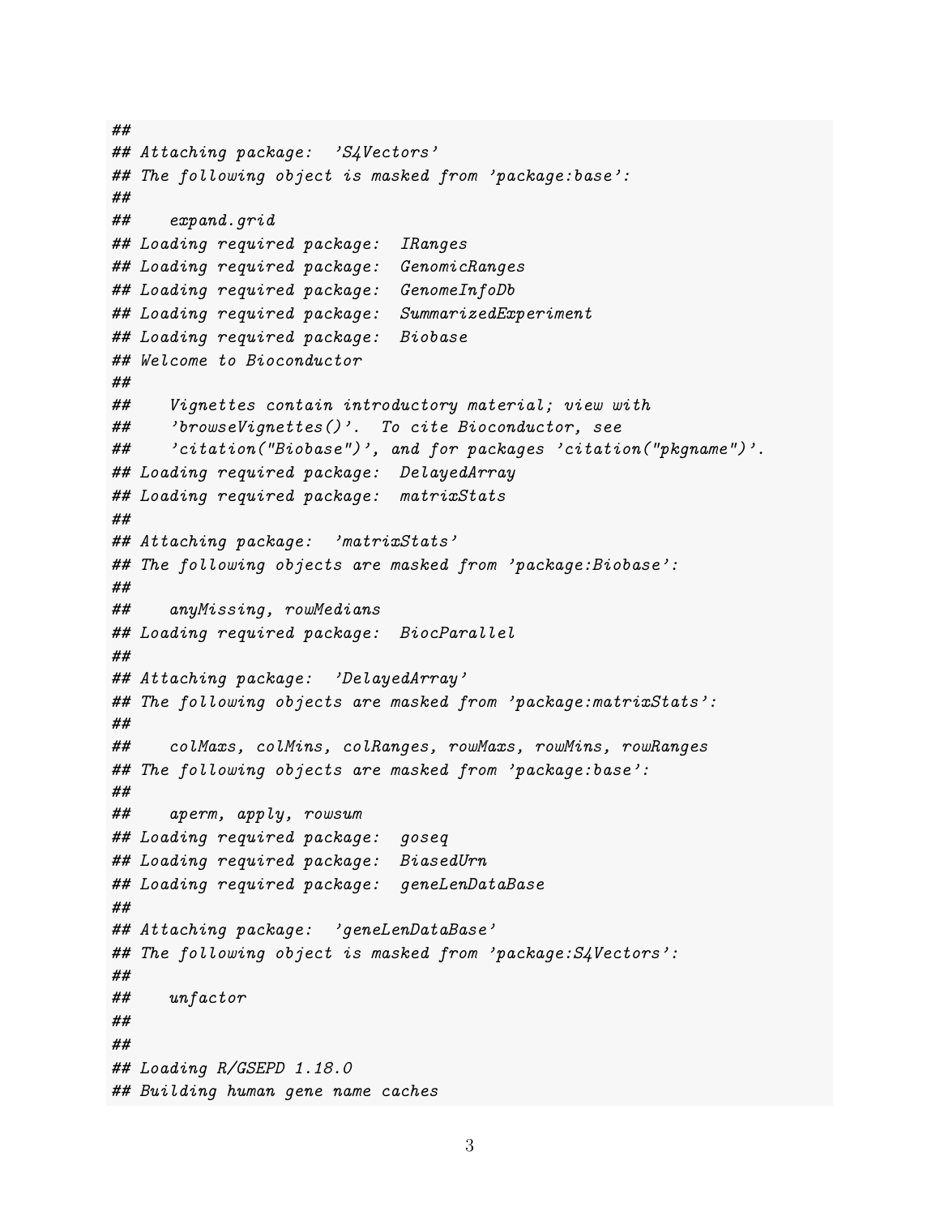```
##
## Attaching package:  'S4Vectors'
## The following object is masked from 'package:base':
##
##     expand.grid
## Loading required package:  IRanges
## Loading required package:  GenomicRanges
## Loading required package:  GenomeInfoDb
## Loading required package:  SummarizedExperiment
## Loading required package:  Biobase
## Welcome to Bioconductor
##
##     Vignettes contain introductory material; view with
##     'browseVignettes()'.  To cite Bioconductor, see
##     'citation("Biobase")', and for packages 'citation("pkgname")'.
## Loading required package:  DelayedArray
## Loading required package:  matrixStats
##
## Attaching package:  'matrixStats'
## The following objects are masked from 'package:Biobase':
##
##     anyMissing, rowMedians
## Loading required package:  BiocParallel
##
## Attaching package:  'DelayedArray'
## The following objects are masked from 'package:matrixStats':
##
##     colMaxs, colMins, colRanges, rowMaxs, rowMins, rowRanges
## The following objects are masked from 'package:base':
##
##     aperm, apply, rowsum
## Loading required package:  goseq
## Loading required package:  BiasedUrn
## Loading required package:  geneLenDataBase
##
## Attaching package:  'geneLenDataBase'
## The following object is masked from 'package:S4Vectors':
##
##     unfactor
##
##
## Loading R/GSEPD 1.18.0
## Building human gene name caches
```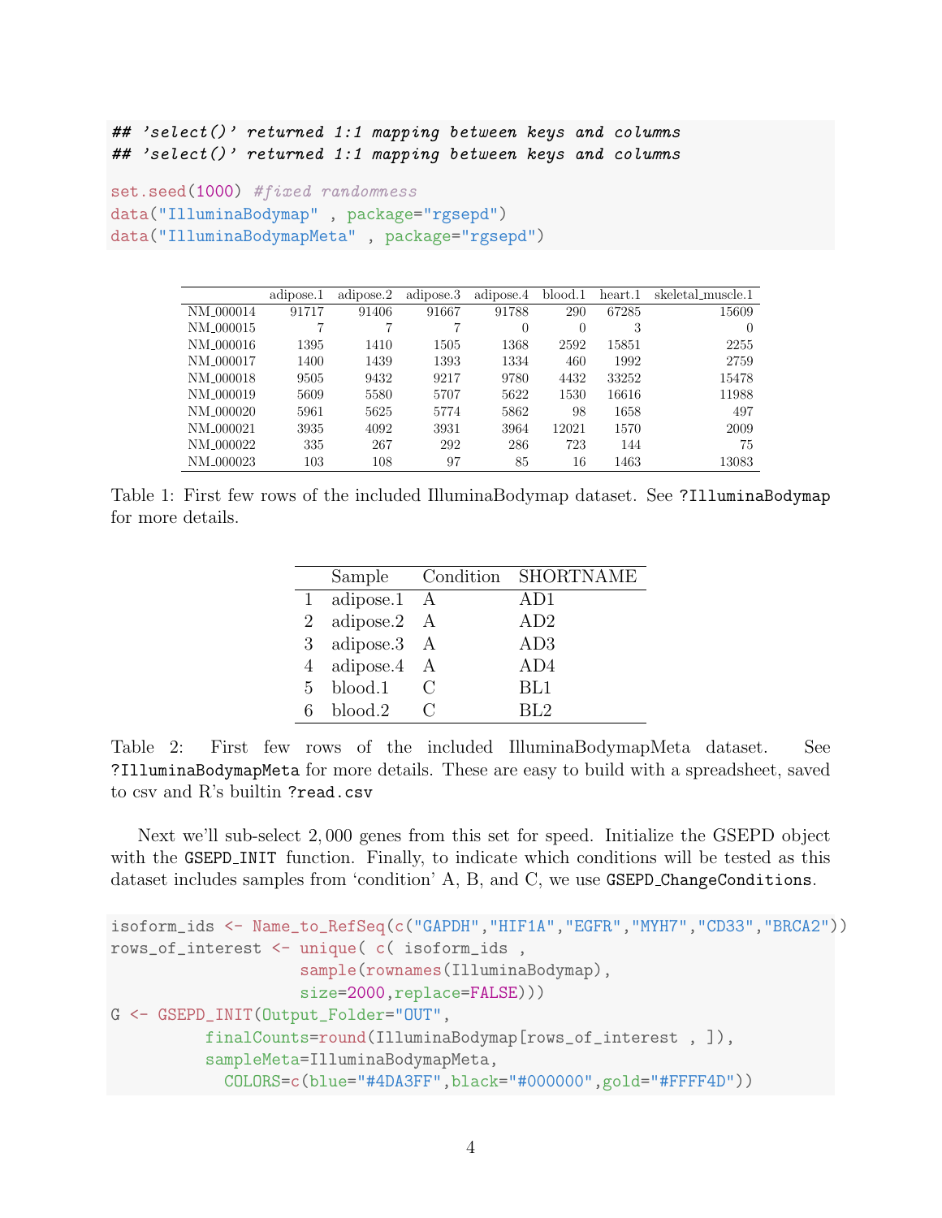```
## 'select()' returned 1:1 mapping between keys and columns
## 'select()' returned 1:1 mapping between keys and columns

set.seed(1000) #fixed randomness
data("IlluminaBodymap" , package="rgsepd")
data("IlluminaBodymapMeta" , package="rgsepd")
```

| | adipose.1 | adipose.2 | adipose.3 | adipose.4 | blood.1 | heart.1 | skeletal_muscle.1 |
|---|---|---|---|---|---|---|---|
| NM_000014 | 91717 | 91406 | 91667 | 91788 | 290 | 67285 | 15609 |
| NM_000015 | 7 | 7 | 7 | 0 | 0 | 3 | 0 |
| NM_000016 | 1395 | 1410 | 1505 | 1368 | 2592 | 15851 | 2255 |
| NM_000017 | 1400 | 1439 | 1393 | 1334 | 460 | 1992 | 2759 |
| NM_000018 | 9505 | 9432 | 9217 | 9780 | 4432 | 33252 | 15478 |
| NM_000019 | 5609 | 5580 | 5707 | 5622 | 1530 | 16616 | 11988 |
| NM_000020 | 5961 | 5625 | 5774 | 5862 | 98 | 1658 | 497 |
| NM_000021 | 3935 | 4092 | 3931 | 3964 | 12021 | 1570 | 2009 |
| NM_000022 | 335 | 267 | 292 | 286 | 723 | 144 | 75 |
| NM_000023 | 103 | 108 | 97 | 85 | 16 | 1463 | 13083 |

Table 1: First few rows of the included IlluminaBodymap dataset. See `?IlluminaBodymap` for more details.

| | Sample | Condition | SHORTNAME |
|---|---|---|---|
| 1 | adipose.1 | A | AD1 |
| 2 | adipose.2 | A | AD2 |
| 3 | adipose.3 | A | AD3 |
| 4 | adipose.4 | A | AD4 |
| 5 | blood.1 | C | BL1 |
| 6 | blood.2 | C | BL2 |

Table 2: First few rows of the included IlluminaBodymapMeta dataset. See `?IlluminaBodymapMeta` for more details. These are easy to build with a spreadsheet, saved to csv and R's builtin `?read.csv`

Next we'll sub-select 2,000 genes from this set for speed. Initialize the GSEPD object with the `GSEPD_INIT` function. Finally, to indicate which conditions will be tested as this dataset includes samples from 'condition' A, B, and C, we use `GSEPD_ChangeConditions`.

```
isoform_ids <- Name_to_RefSeq(c("GAPDH","HIF1A","EGFR","MYH7","CD33","BRCA2"))
rows_of_interest <- unique( c( isoform_ids ,
                   sample(rownames(IlluminaBodymap),
                   size=2000,replace=FALSE)))
G <- GSEPD_INIT(Output_Folder="OUT",
          finalCounts=round(IlluminaBodymap[rows_of_interest , ]),
          sampleMeta=IlluminaBodymapMeta,
            COLORS=c(blue="#4DA3FF",black="#000000",gold="#FFFF4D"))
```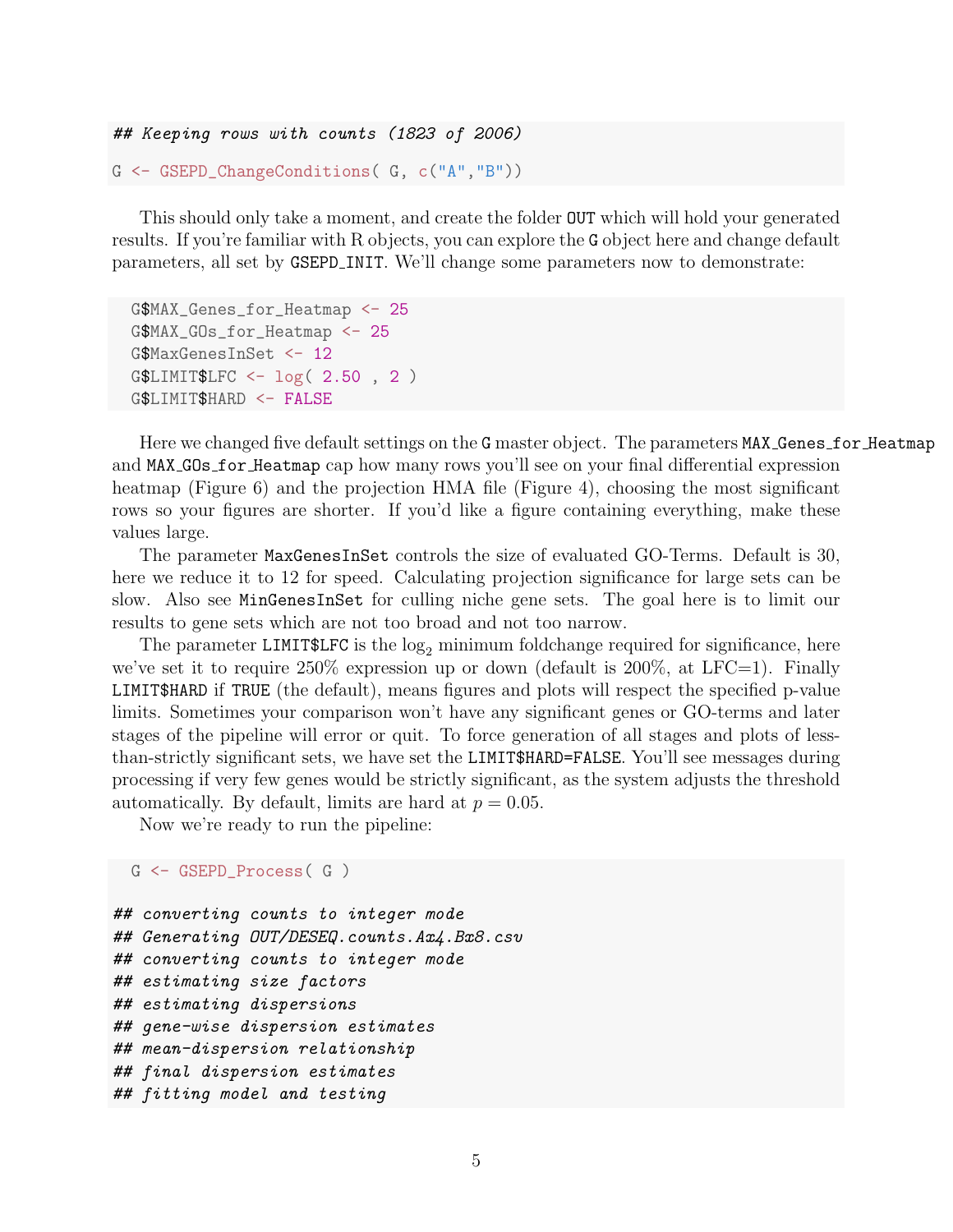```
## Keeping rows with counts (1823 of 2006)

G <- GSEPD_ChangeConditions( G, c("A","B"))
```

This should only take a moment, and create the folder OUT which will hold your generated results. If you're familiar with R objects, you can explore the G object here and change default parameters, all set by GSEPD_INIT. We'll change some parameters now to demonstrate:

```
G$MAX_Genes_for_Heatmap <- 25
G$MAX_GOs_for_Heatmap <- 25
G$MaxGenesInSet <- 12
G$LIMIT$LFC <- log( 2.50 , 2 )
G$LIMIT$HARD <- FALSE
```

Here we changed five default settings on the G master object. The parameters MAX_Genes_for_Heatmap and MAX_GOs_for_Heatmap cap how many rows you'll see on your final differential expression heatmap (Figure 6) and the projection HMA file (Figure 4), choosing the most significant rows so your figures are shorter. If you'd like a figure containing everything, make these values large.

The parameter MaxGenesInSet controls the size of evaluated GO-Terms. Default is 30, here we reduce it to 12 for speed. Calculating projection significance for large sets can be slow. Also see MinGenesInSet for culling niche gene sets. The goal here is to limit our results to gene sets which are not too broad and not too narrow.

The parameter LIMIT$LFC is the $\log_2$ minimum foldchange required for significance, here we've set it to require 250% expression up or down (default is 200%, at LFC=1). Finally LIMIT$HARD if TRUE (the default), means figures and plots will respect the specified p-value limits. Sometimes your comparison won't have any significant genes or GO-terms and later stages of the pipeline will error or quit. To force generation of all stages and plots of less-than-strictly significant sets, we have set the LIMIT$HARD=FALSE. You'll see messages during processing if very few genes would be strictly significant, as the system adjusts the threshold automatically. By default, limits are hard at $p = 0.05$.

Now we're ready to run the pipeline:

```
G <- GSEPD_Process( G )

## converting counts to integer mode
## Generating OUT/DESEQ.counts.Ax4.Bx8.csv
## converting counts to integer mode
## estimating size factors
## estimating dispersions
## gene-wise dispersion estimates
## mean-dispersion relationship
## final dispersion estimates
## fitting model and testing
```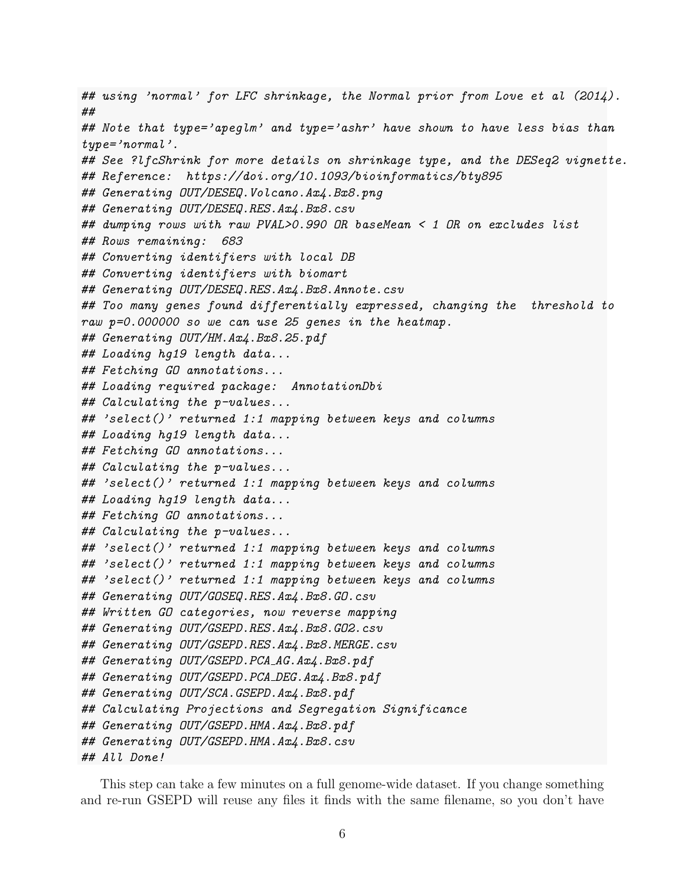```
## using 'normal' for LFC shrinkage, the Normal prior from Love et al (2014).
##
## Note that type='apeglm' and type='ashr' have shown to have less bias than
type='normal'.
## See ?lfcShrink for more details on shrinkage type, and the DESeq2 vignette.
## Reference:  https://doi.org/10.1093/bioinformatics/bty895
## Generating OUT/DESEQ.Volcano.Ax4.Bx8.png
## Generating OUT/DESEQ.RES.Ax4.Bx8.csv
## dumping rows with raw PVAL>0.990 OR baseMean < 1 OR on excludes list
## Rows remaining:  683
## Converting identifiers with local DB
## Converting identifiers with biomart
## Generating OUT/DESEQ.RES.Ax4.Bx8.Annote.csv
## Too many genes found differentially expressed, changing the  threshold to
raw p=0.000000 so we can use 25 genes in the heatmap.
## Generating OUT/HM.Ax4.Bx8.25.pdf
## Loading hg19 length data...
## Fetching GO annotations...
## Loading required package:  AnnotationDbi
## Calculating the p-values...
## 'select()' returned 1:1 mapping between keys and columns
## Loading hg19 length data...
## Fetching GO annotations...
## Calculating the p-values...
## 'select()' returned 1:1 mapping between keys and columns
## Loading hg19 length data...
## Fetching GO annotations...
## Calculating the p-values...
## 'select()' returned 1:1 mapping between keys and columns
## 'select()' returned 1:1 mapping between keys and columns
## 'select()' returned 1:1 mapping between keys and columns
## Generating OUT/GOSEQ.RES.Ax4.Bx8.GO.csv
## Written GO categories, now reverse mapping
## Generating OUT/GSEPD.RES.Ax4.Bx8.GO2.csv
## Generating OUT/GSEPD.RES.Ax4.Bx8.MERGE.csv
## Generating OUT/GSEPD.PCA_AG.Ax4.Bx8.pdf
## Generating OUT/GSEPD.PCA_DEG.Ax4.Bx8.pdf
## Generating OUT/SCA.GSEPD.Ax4.Bx8.pdf
## Calculating Projections and Segregation Significance
## Generating OUT/GSEPD.HMA.Ax4.Bx8.pdf
## Generating OUT/GSEPD.HMA.Ax4.Bx8.csv
## All Done!
```

This step can take a few minutes on a full genome-wide dataset. If you change something and re-run GSEPD will reuse any files it finds with the same filename, so you don't have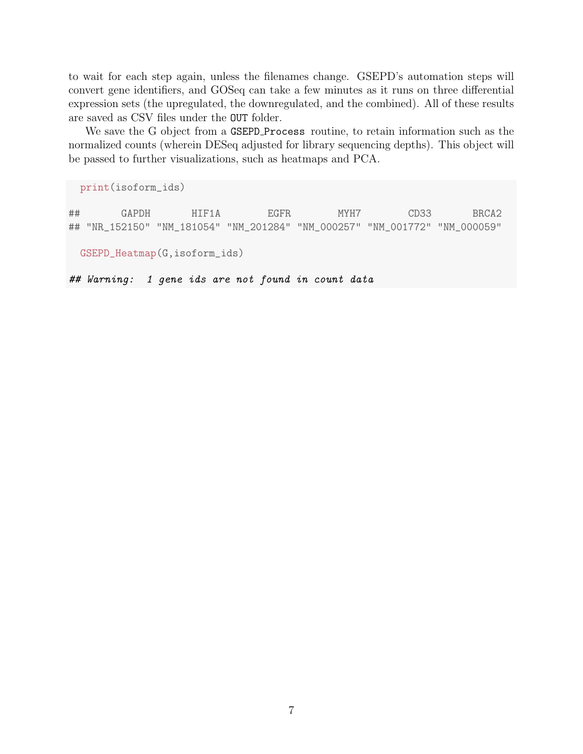to wait for each step again, unless the filenames change. GSEPD's automation steps will convert gene identifiers, and GOSeq can take a few minutes as it runs on three differential expression sets (the upregulated, the downregulated, and the combined). All of these results are saved as CSV files under the `OUT` folder.

We save the G object from a `GSEPD_Process` routine, to retain information such as the normalized counts (wherein DESeq adjusted for library sequencing depths). This object will be passed to further visualizations, such as heatmaps and PCA.

```
  print(isoform_ids)

##       GAPDH       HIF1A        EGFR        MYH7        CD33       BRCA2
## "NR_152150" "NM_181054" "NM_201284" "NM_000257" "NM_001772" "NM_000059"

  GSEPD_Heatmap(G,isoform_ids)

## Warning:  1 gene ids are not found in count data
```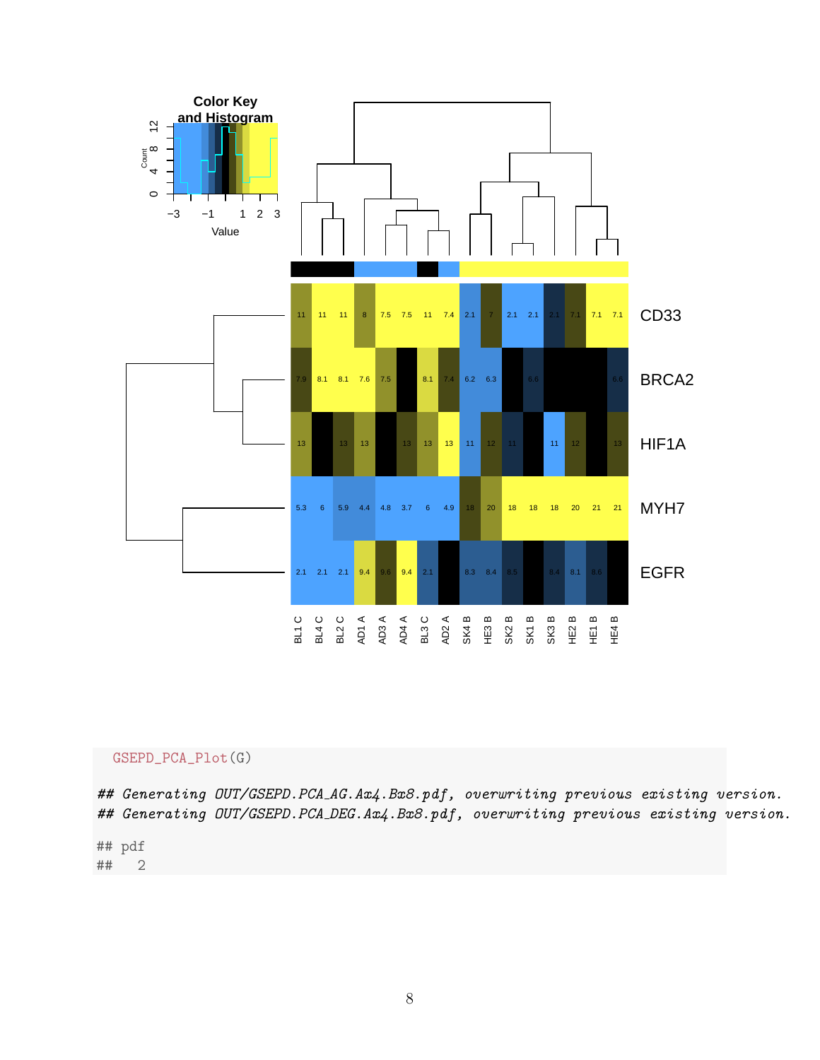```
GSEPD_PCA_Plot(G)

## Generating OUT/GSEPD.PCA_AG.Ax4.Bx8.pdf, overwriting previous existing version.
## Generating OUT/GSEPD.PCA_DEG.Ax4.Bx8.pdf, overwriting previous existing version.

## pdf
##   2
```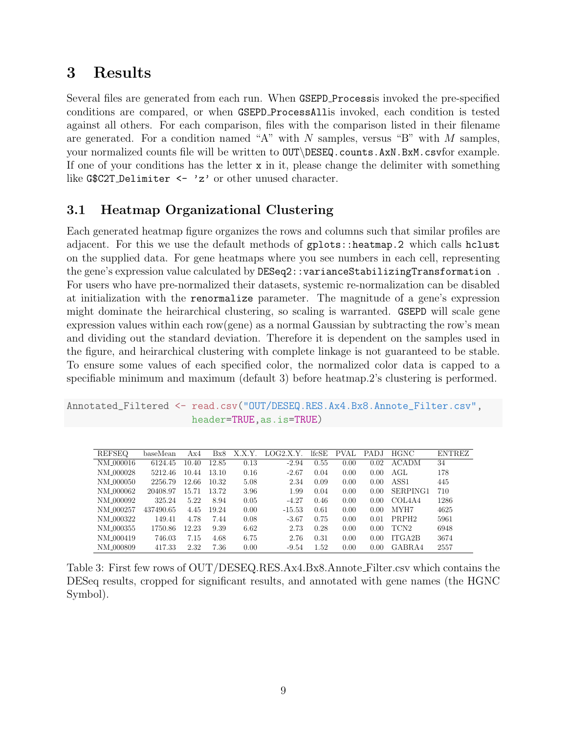# 3 Results

Several files are generated from each run. When `GSEPD_Process`is invoked the pre-specified conditions are compared, or when `GSEPD_ProcessAll`is invoked, each condition is tested against all others. For each comparison, files with the comparison listed in their filename are generated. For a condition named "A" with $N$ samples, versus "B" with $M$ samples, your normalized counts file will be written to `OUT\DESEQ.counts.AxN.BxM.csv`for example. If one of your conditions has the letter `x` in it, please change the delimiter with something like `G$C2T_Delimiter <- 'z'` or other unused character.

## 3.1 Heatmap Organizational Clustering

Each generated heatmap figure organizes the rows and columns such that similar profiles are adjacent. For this we use the default methods of `gplots::heatmap.2` which calls `hclust` on the supplied data. For gene heatmaps where you see numbers in each cell, representing the gene's expression value calculated by `DESeq2::varianceStabilizingTransformation` . For users who have pre-normalized their datasets, systemic re-normalization can be disabled at initialization with the `renormalize` parameter. The magnitude of a gene's expression might dominate the heirarchical clustering, so scaling is warranted. `GSEPD` will scale gene expression values within each row(gene) as a normal Gaussian by subtracting the row's mean and dividing out the standard deviation. Therefore it is dependent on the samples used in the figure, and heirarchical clustering with complete linkage is not guaranteed to be stable. To ensure some values of each specified color, the normalized color data is capped to a specifiable minimum and maximum (default 3) before heatmap.2's clustering is performed.

```
Annotated_Filtered <- read.csv("OUT/DESEQ.RES.Ax4.Bx8.Annote_Filter.csv",
                    header=TRUE,as.is=TRUE)
```

| REFSEQ | baseMean | Ax4 | Bx8 | X.X.Y. | LOG2.X.Y. | lfcSE | PVAL | PADJ | HGNC | ENTREZ |
|---|---|---|---|---|---|---|---|---|---|---|
| NM_000016 | 6124.45 | 10.40 | 12.85 | 0.13 | -2.94 | 0.55 | 0.00 | 0.02 | ACADM | 34 |
| NM_000028 | 5212.46 | 10.44 | 13.10 | 0.16 | -2.67 | 0.04 | 0.00 | 0.00 | AGL | 178 |
| NM_000050 | 2256.79 | 12.66 | 10.32 | 5.08 | 2.34 | 0.09 | 0.00 | 0.00 | ASS1 | 445 |
| NM_000062 | 20408.97 | 15.71 | 13.72 | 3.96 | 1.99 | 0.04 | 0.00 | 0.00 | SERPING1 | 710 |
| NM_000092 | 325.24 | 5.22 | 8.94 | 0.05 | -4.27 | 0.46 | 0.00 | 0.00 | COL4A4 | 1286 |
| NM_000257 | 437490.65 | 4.45 | 19.24 | 0.00 | -15.53 | 0.61 | 0.00 | 0.00 | MYH7 | 4625 |
| NM_000322 | 149.41 | 4.78 | 7.44 | 0.08 | -3.67 | 0.75 | 0.00 | 0.01 | PRPH2 | 5961 |
| NM_000355 | 1750.86 | 12.23 | 9.39 | 6.62 | 2.73 | 0.28 | 0.00 | 0.00 | TCN2 | 6948 |
| NM_000419 | 746.03 | 7.15 | 4.68 | 6.75 | 2.76 | 0.31 | 0.00 | 0.00 | ITGA2B | 3674 |
| NM_000809 | 417.33 | 2.32 | 7.36 | 0.00 | -9.54 | 1.52 | 0.00 | 0.00 | GABRA4 | 2557 |

Table 3: First few rows of OUT/DESEQ.RES.Ax4.Bx8.Annote_Filter.csv which contains the DESeq results, cropped for significant results, and annotated with gene names (the HGNC Symbol).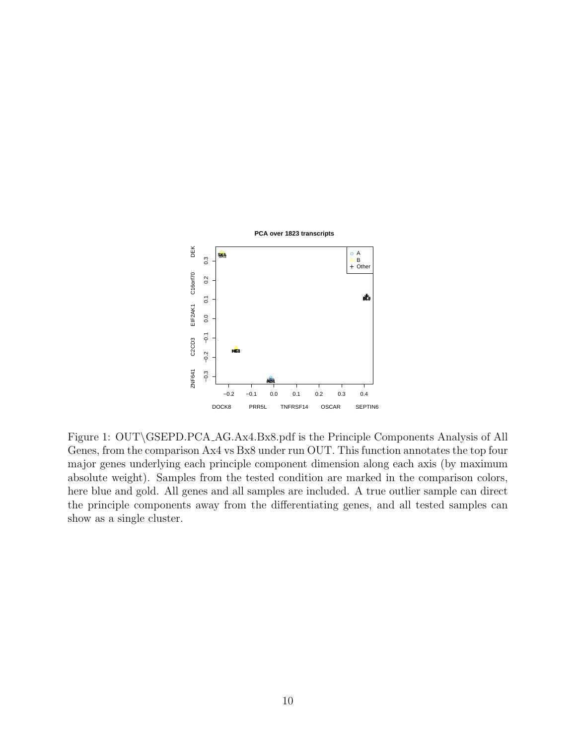Figure 1: OUT\GSEPD.PCA_AG.Ax4.Bx8.pdf is the Principle Components Analysis of All Genes, from the comparison Ax4 vs Bx8 under run OUT. This function annotates the top four major genes underlying each principle component dimension along each axis (by maximum absolute weight). Samples from the tested condition are marked in the comparison colors, here blue and gold. All genes and all samples are included. A true outlier sample can direct the principle components away from the differentiating genes, and all tested samples can show as a single cluster.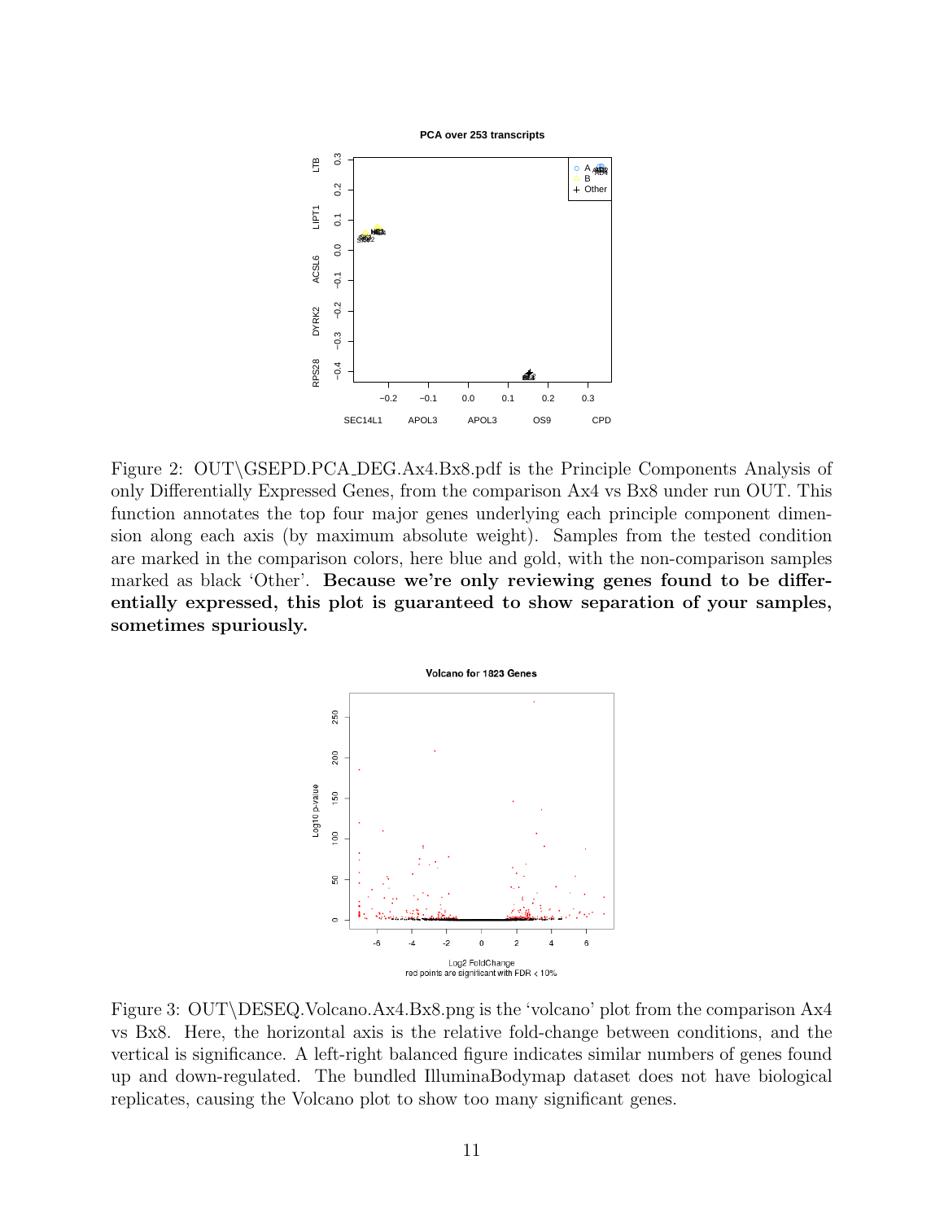Figure 2: OUT\GSEPD.PCA_DEG.Ax4.Bx8.pdf is the Principle Components Analysis of only Differentially Expressed Genes, from the comparison Ax4 vs Bx8 under run OUT. This function annotates the top four major genes underlying each principle component dimension along each axis (by maximum absolute weight). Samples from the tested condition are marked in the comparison colors, here blue and gold, with the non-comparison samples marked as black 'Other'. **Because we're only reviewing genes found to be differentially expressed, this plot is guaranteed to show separation of your samples, sometimes spuriously.**

Figure 3: OUT\DESEQ.Volcano.Ax4.Bx8.png is the 'volcano' plot from the comparison Ax4 vs Bx8. Here, the horizontal axis is the relative fold-change between conditions, and the vertical is significance. A left-right balanced figure indicates similar numbers of genes found up and down-regulated. The bundled IlluminaBodymap dataset does not have biological replicates, causing the Volcano plot to show too many significant genes.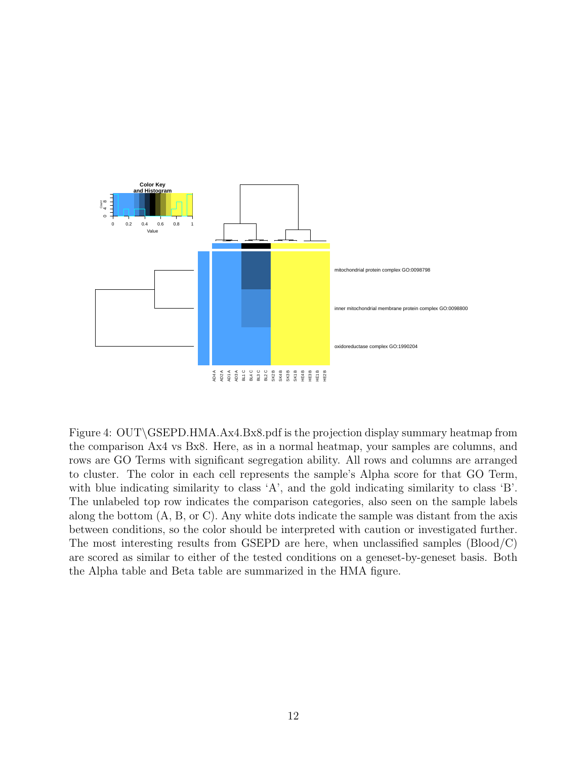Figure 4: OUT\GSEPD.HMA.Ax4.Bx8.pdf is the projection display summary heatmap from the comparison Ax4 vs Bx8. Here, as in a normal heatmap, your samples are columns, and rows are GO Terms with significant segregation ability. All rows and columns are arranged to cluster. The color in each cell represents the sample's Alpha score for that GO Term, with blue indicating similarity to class 'A', and the gold indicating similarity to class 'B'. The unlabeled top row indicates the comparison categories, also seen on the sample labels along the bottom (A, B, or C). Any white dots indicate the sample was distant from the axis between conditions, so the color should be interpreted with caution or investigated further. The most interesting results from GSEPD are here, when unclassified samples (Blood/C) are scored as similar to either of the tested conditions on a geneset-by-geneset basis. Both the Alpha table and Beta table are summarized in the HMA figure.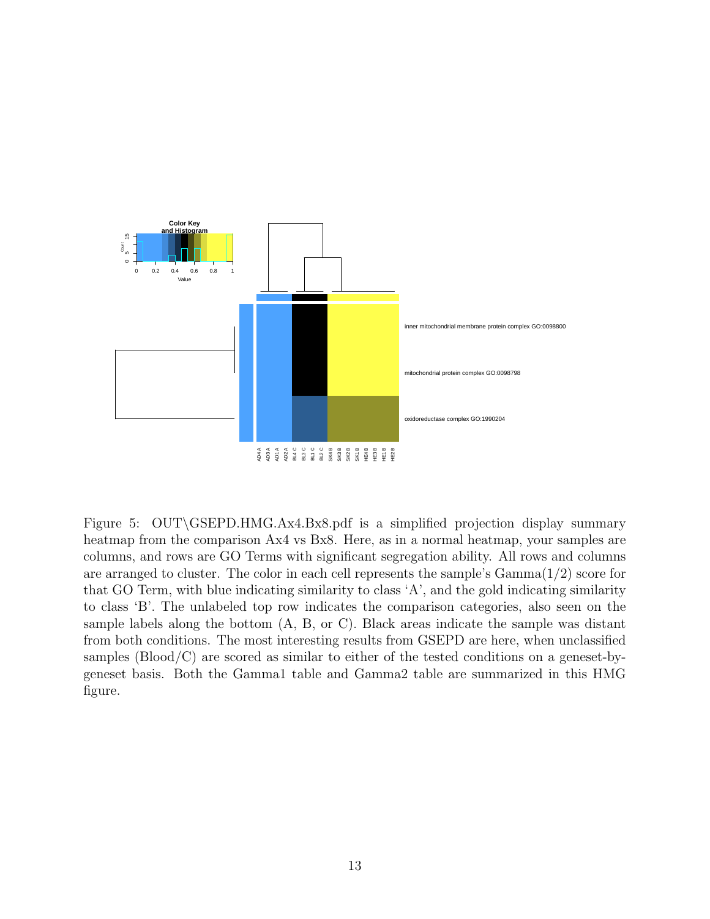Figure 5: OUT\GSEPD.HMG.Ax4.Bx8.pdf is a simplified projection display summary heatmap from the comparison Ax4 vs Bx8. Here, as in a normal heatmap, your samples are columns, and rows are GO Terms with significant segregation ability. All rows and columns are arranged to cluster. The color in each cell represents the sample's Gamma(1/2) score for that GO Term, with blue indicating similarity to class 'A', and the gold indicating similarity to class 'B'. The unlabeled top row indicates the comparison categories, also seen on the sample labels along the bottom (A, B, or C). Black areas indicate the sample was distant from both conditions. The most interesting results from GSEPD are here, when unclassified samples (Blood/C) are scored as similar to either of the tested conditions on a geneset-by-geneset basis. Both the Gamma1 table and Gamma2 table are summarized in this HMG figure.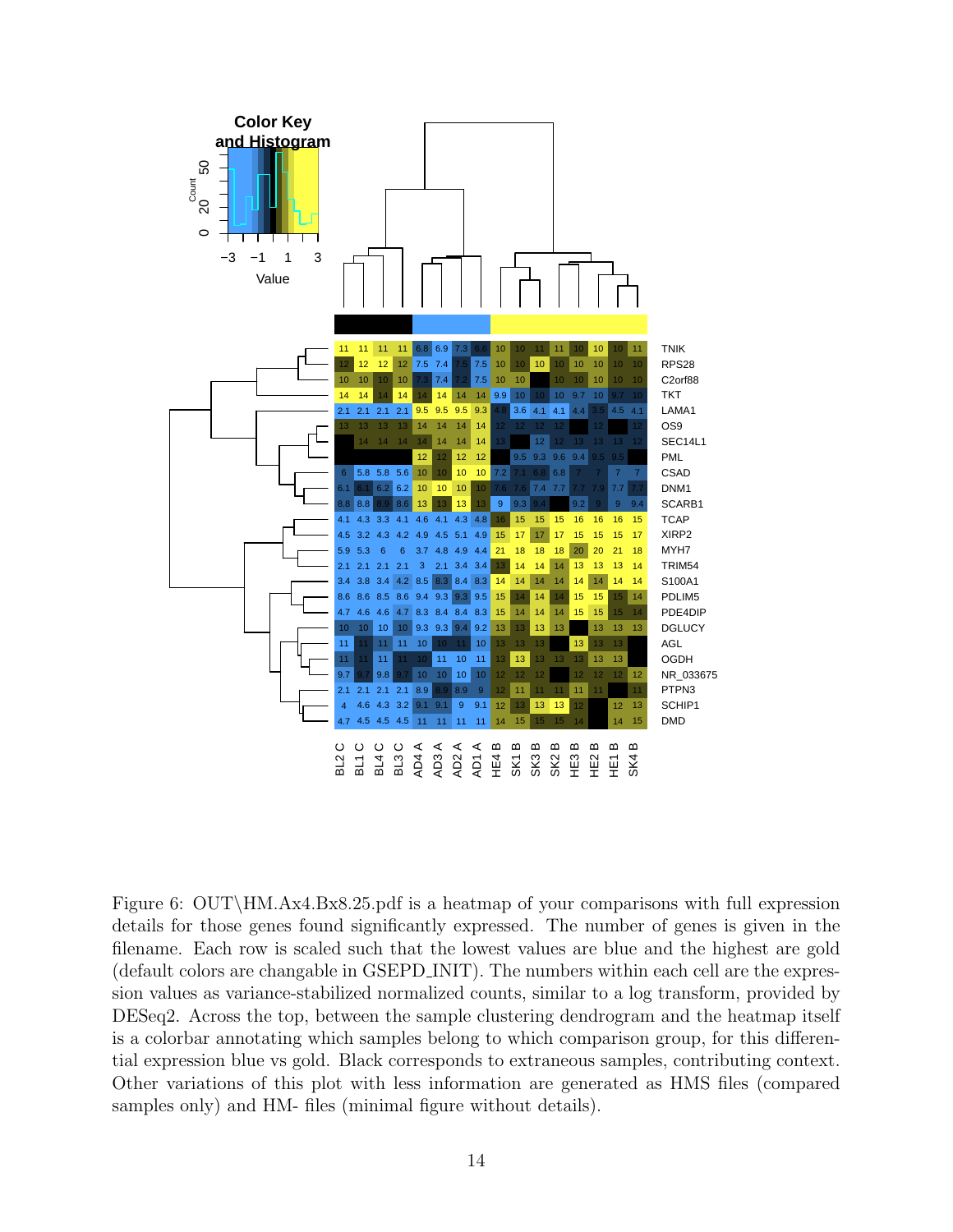Figure 6: OUT\HM.Ax4.Bx8.25.pdf is a heatmap of your comparisons with full expression details for those genes found significantly expressed. The number of genes is given in the filename. Each row is scaled such that the lowest values are blue and the highest are gold (default colors are changable in GSEPD_INIT). The numbers within each cell are the expression values as variance-stabilized normalized counts, similar to a log transform, provided by DESeq2. Across the top, between the sample clustering dendrogram and the heatmap itself is a colorbar annotating which samples belong to which comparison group, for this differential expression blue vs gold. Black corresponds to extraneous samples, contributing context. Other variations of this plot with less information are generated as HMS files (compared samples only) and HM- files (minimal figure without details).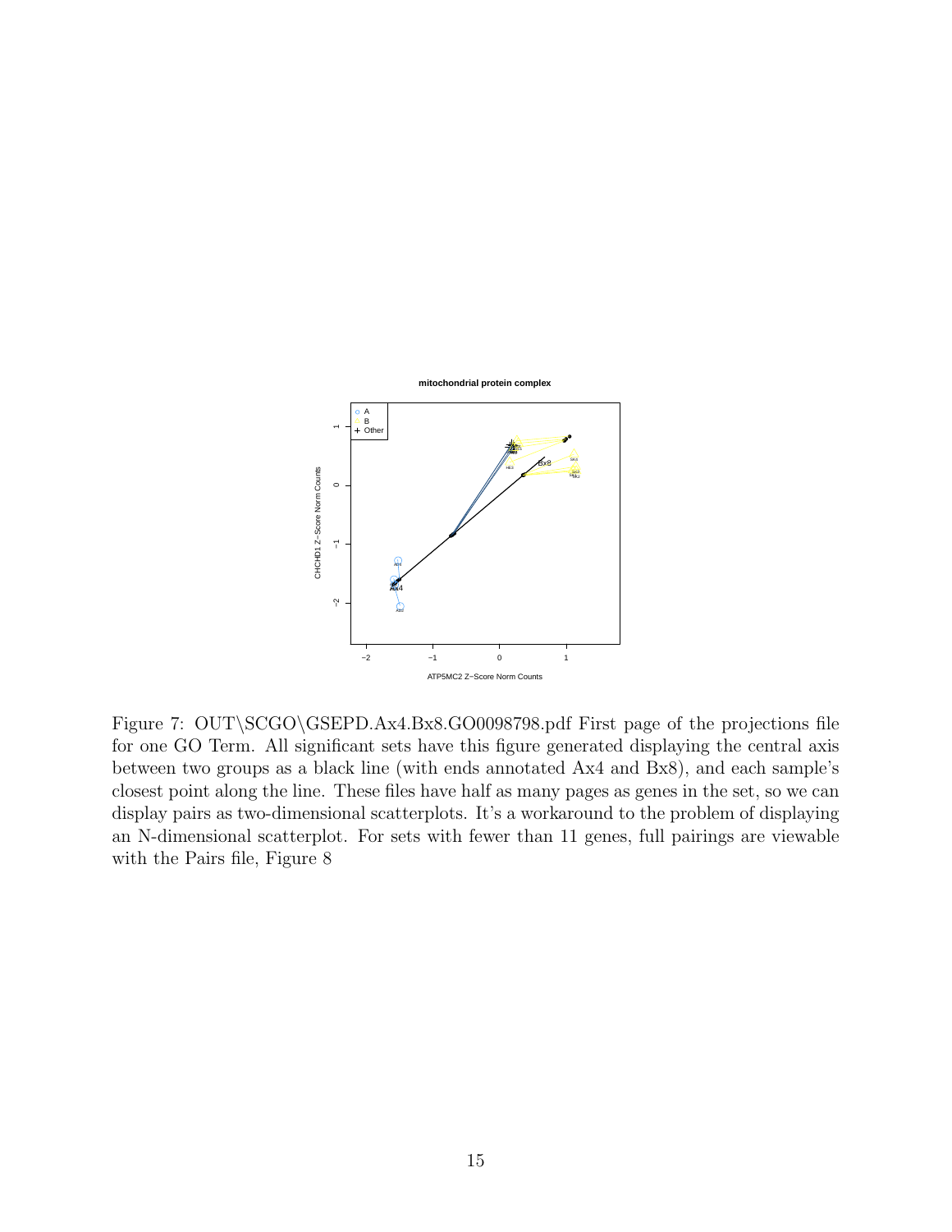Figure 7: OUT\SCGO\GSEPD.Ax4.Bx8.GO0098798.pdf First page of the projections file for one GO Term. All significant sets have this figure generated displaying the central axis between two groups as a black line (with ends annotated Ax4 and Bx8), and each sample's closest point along the line. These files have half as many pages as genes in the set, so we can display pairs as two-dimensional scatterplots. It's a workaround to the problem of displaying an N-dimensional scatterplot. For sets with fewer than 11 genes, full pairings are viewable with the Pairs file, Figure 8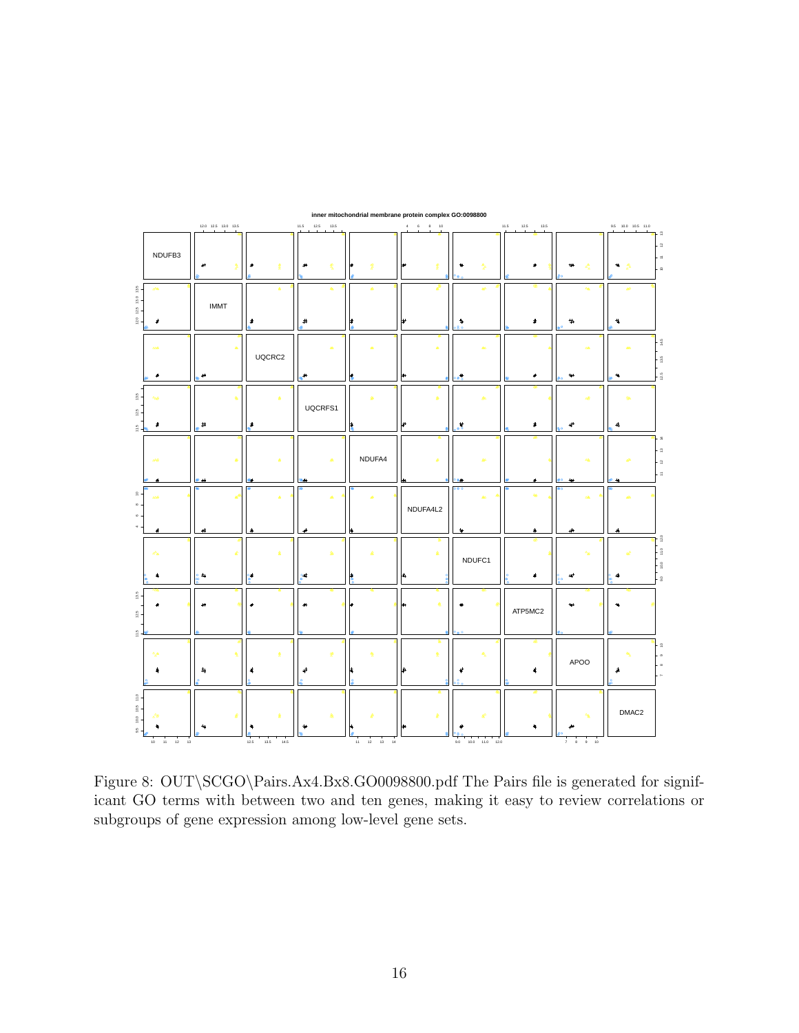Figure 8: OUT\SCGO\Pairs.Ax4.Bx8.GO0098800.pdf The Pairs file is generated for significant GO terms with between two and ten genes, making it easy to review correlations or subgroups of gene expression among low-level gene sets.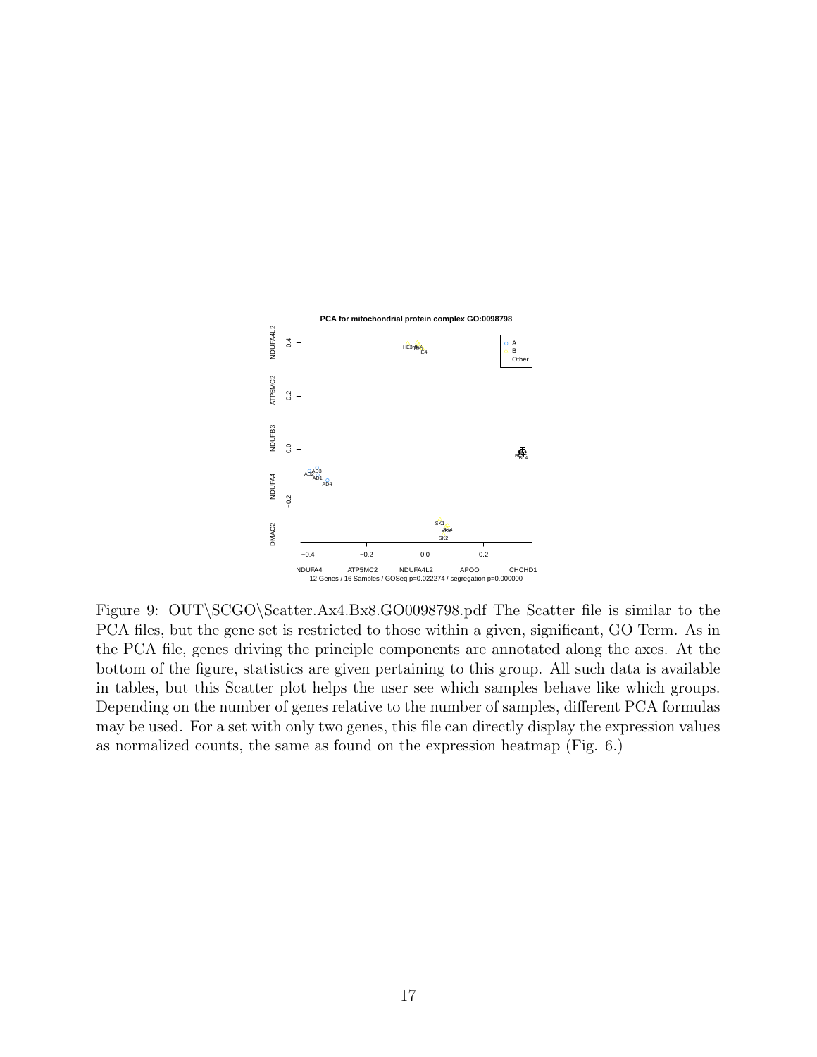Figure 9: OUT\SCGO\Scatter.Ax4.Bx8.GO0098798.pdf The Scatter file is similar to the PCA files, but the gene set is restricted to those within a given, significant, GO Term. As in the PCA file, genes driving the principle components are annotated along the axes. At the bottom of the figure, statistics are given pertaining to this group. All such data is available in tables, but this Scatter plot helps the user see which samples behave like which groups. Depending on the number of genes relative to the number of samples, different PCA formulas may be used. For a set with only two genes, this file can directly display the expression values as normalized counts, the same as found on the expression heatmap (Fig. 6.)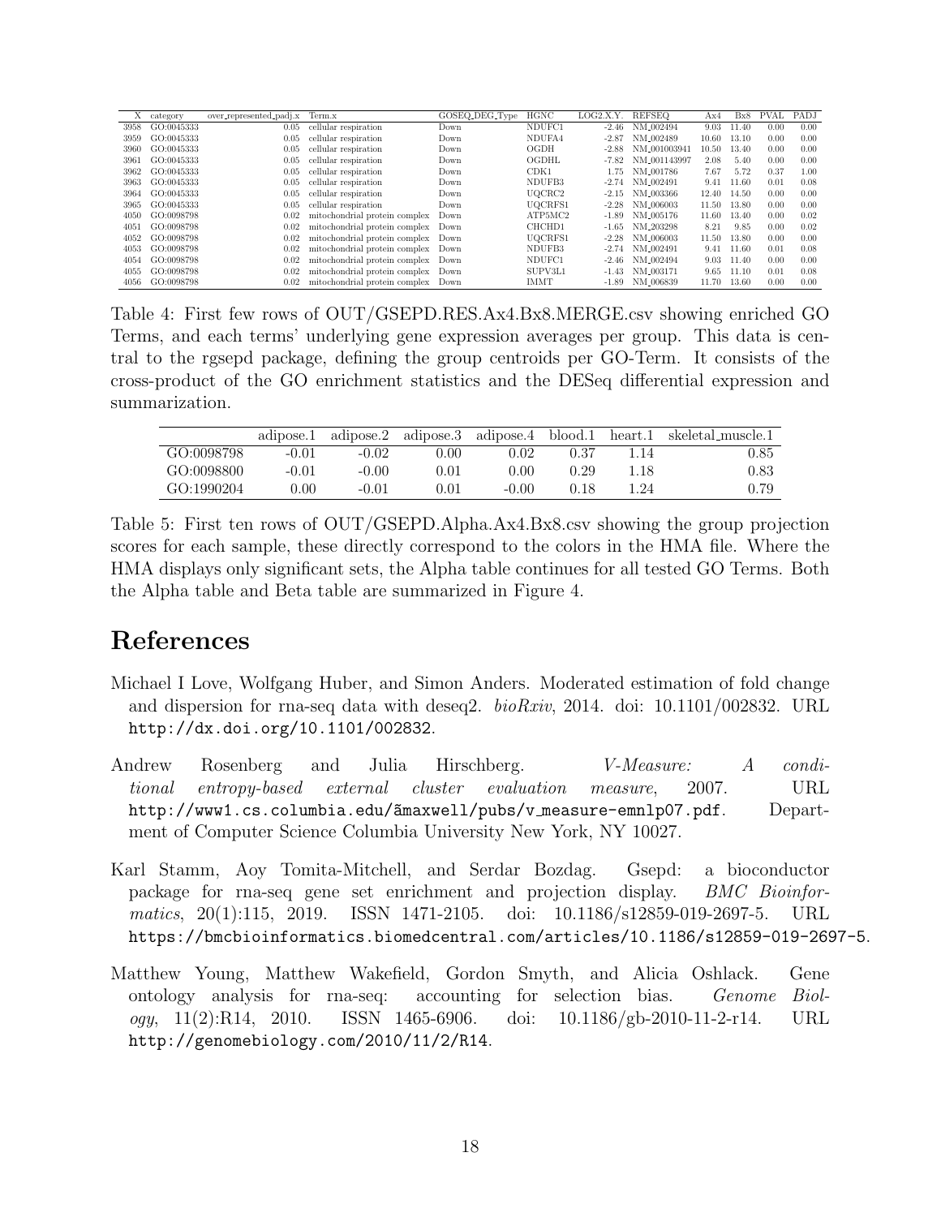| X | category | over_represented_padj.x | Term.x | GOSEQ_DEG_Type | HGNC | LOG2.X.Y. | REFSEQ | Ax4 | Bx8 | PVAL | PADJ |
|---|---|---|---|---|---|---|---|---|---|---|---|
| 3958 | GO:0045333 | 0.05 | cellular respiration | Down | NDUFC1 | -2.46 | NM_002494 | 9.03 | 11.40 | 0.00 | 0.00 |
| 3959 | GO:0045333 | 0.05 | cellular respiration | Down | NDUFA4 | -2.87 | NM_002489 | 10.60 | 13.10 | 0.00 | 0.00 |
| 3960 | GO:0045333 | 0.05 | cellular respiration | Down | OGDH | -2.88 | NM_001003941 | 10.50 | 13.40 | 0.00 | 0.00 |
| 3961 | GO:0045333 | 0.05 | cellular respiration | Down | OGDHL | -7.82 | NM_001143997 | 2.08 | 5.40 | 0.00 | 0.00 |
| 3962 | GO:0045333 | 0.05 | cellular respiration | Down | CDK1 | 1.75 | NM_001786 | 7.67 | 5.72 | 0.37 | 1.00 |
| 3963 | GO:0045333 | 0.05 | cellular respiration | Down | NDUFB3 | -2.74 | NM_002491 | 9.41 | 11.60 | 0.01 | 0.08 |
| 3964 | GO:0045333 | 0.05 | cellular respiration | Down | UQCRC2 | -2.15 | NM_003366 | 12.40 | 14.50 | 0.00 | 0.00 |
| 3965 | GO:0045333 | 0.05 | cellular respiration | Down | UQCRFS1 | -2.28 | NM_006003 | 11.50 | 13.80 | 0.00 | 0.00 |
| 4050 | GO:0098798 | 0.02 | mitochondrial protein complex | Down | ATP5MC2 | -1.89 | NM_005176 | 11.60 | 13.40 | 0.00 | 0.02 |
| 4051 | GO:0098798 | 0.02 | mitochondrial protein complex | Down | CHCHD1 | -1.65 | NM_203298 | 8.21 | 9.85 | 0.00 | 0.02 |
| 4052 | GO:0098798 | 0.02 | mitochondrial protein complex | Down | UQCRFS1 | -2.28 | NM_006003 | 11.50 | 13.80 | 0.00 | 0.00 |
| 4053 | GO:0098798 | 0.02 | mitochondrial protein complex | Down | NDUFB3 | -2.74 | NM_002491 | 9.41 | 11.60 | 0.01 | 0.08 |
| 4054 | GO:0098798 | 0.02 | mitochondrial protein complex | Down | NDUFC1 | -2.46 | NM_002494 | 9.03 | 11.40 | 0.00 | 0.00 |
| 4055 | GO:0098798 | 0.02 | mitochondrial protein complex | Down | SUPV3L1 | -1.43 | NM_003171 | 9.65 | 11.10 | 0.01 | 0.08 |
| 4056 | GO:0098798 | 0.02 | mitochondrial protein complex | Down | IMMT | -1.89 | NM_006839 | 11.70 | 13.60 | 0.00 | 0.00 |

Table 4: First few rows of OUT/GSEPD.RES.Ax4.Bx8.MERGE.csv showing enriched GO Terms, and each terms' underlying gene expression averages per group. This data is central to the rgsepd package, defining the group centroids per GO-Term. It consists of the cross-product of the GO enrichment statistics and the DESeq differential expression and summarization.

| | adipose.1 | adipose.2 | adipose.3 | adipose.4 | blood.1 | heart.1 | skeletal_muscle.1 |
|---|---|---|---|---|---|---|---|
| GO:0098798 | -0.01 | -0.02 | 0.00 | 0.02 | 0.37 | 1.14 | 0.85 |
| GO:0098800 | -0.01 | -0.00 | 0.01 | 0.00 | 0.29 | 1.18 | 0.83 |
| GO:1990204 | 0.00 | -0.01 | 0.01 | -0.00 | 0.18 | 1.24 | 0.79 |

Table 5: First ten rows of OUT/GSEPD.Alpha.Ax4.Bx8.csv showing the group projection scores for each sample, these directly correspond to the colors in the HMA file. Where the HMA displays only significant sets, the Alpha table continues for all tested GO Terms. Both the Alpha table and Beta table are summarized in Figure 4.

# References

Michael I Love, Wolfgang Huber, and Simon Anders. Moderated estimation of fold change and dispersion for rna-seq data with deseq2. *bioRxiv*, 2014. doi: 10.1101/002832. URL http://dx.doi.org/10.1101/002832.

Andrew Rosenberg and Julia Hirschberg. *V-Measure: A conditional entropy-based external cluster evaluation measure*, 2007. URL http://www1.cs.columbia.edu/ãmaxwell/pubs/v_measure-emnlp07.pdf. Department of Computer Science Columbia University New York, NY 10027.

Karl Stamm, Aoy Tomita-Mitchell, and Serdar Bozdag. Gsepd: a bioconductor package for rna-seq gene set enrichment and projection display. *BMC Bioinformatics*, 20(1):115, 2019. ISSN 1471-2105. doi: 10.1186/s12859-019-2697-5. URL https://bmcbioinformatics.biomedcentral.com/articles/10.1186/s12859-019-2697-5.

Matthew Young, Matthew Wakefield, Gordon Smyth, and Alicia Oshlack. Gene ontology analysis for rna-seq: accounting for selection bias. *Genome Biology*, 11(2):R14, 2010. ISSN 1465-6906. doi: 10.1186/gb-2010-11-2-r14. URL http://genomebiology.com/2010/11/2/R14.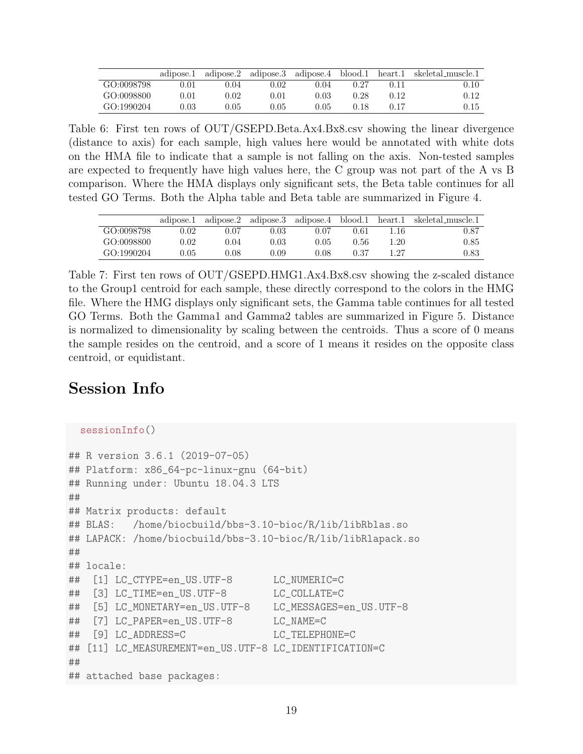| | adipose.1 | adipose.2 | adipose.3 | adipose.4 | blood.1 | heart.1 | skeletal_muscle.1 |
|---|---|---|---|---|---|---|---|
| GO:0098798 | 0.01 | 0.04 | 0.02 | 0.04 | 0.27 | 0.11 | 0.10 |
| GO:0098800 | 0.01 | 0.02 | 0.01 | 0.03 | 0.28 | 0.12 | 0.12 |
| GO:1990204 | 0.03 | 0.05 | 0.05 | 0.05 | 0.18 | 0.17 | 0.15 |

Table 6: First ten rows of OUT/GSEPD.Beta.Ax4.Bx8.csv showing the linear divergence (distance to axis) for each sample, high values here would be annotated with white dots on the HMA file to indicate that a sample is not falling on the axis. Non-tested samples are expected to frequently have high values here, the C group was not part of the A vs B comparison. Where the HMA displays only significant sets, the Beta table continues for all tested GO Terms. Both the Alpha table and Beta table are summarized in Figure 4.

| | adipose.1 | adipose.2 | adipose.3 | adipose.4 | blood.1 | heart.1 | skeletal_muscle.1 |
|---|---|---|---|---|---|---|---|
| GO:0098798 | 0.02 | 0.07 | 0.03 | 0.07 | 0.61 | 1.16 | 0.87 |
| GO:0098800 | 0.02 | 0.04 | 0.03 | 0.05 | 0.56 | 1.20 | 0.85 |
| GO:1990204 | 0.05 | 0.08 | 0.09 | 0.08 | 0.37 | 1.27 | 0.83 |

Table 7: First ten rows of OUT/GSEPD.HMG1.Ax4.Bx8.csv showing the z-scaled distance to the Group1 centroid for each sample, these directly correspond to the colors in the HMG file. Where the HMG displays only significant sets, the Gamma table continues for all tested GO Terms. Both the Gamma1 and Gamma2 tables are summarized in Figure 5. Distance is normalized to dimensionality by scaling between the centroids. Thus a score of 0 means the sample resides on the centroid, and a score of 1 means it resides on the opposite class centroid, or equidistant.

## Session Info

```
sessionInfo()

## R version 3.6.1 (2019-07-05)
## Platform: x86_64-pc-linux-gnu (64-bit)
## Running under: Ubuntu 18.04.3 LTS
##
## Matrix products: default
## BLAS:   /home/biocbuild/bbs-3.10-bioc/R/lib/libRblas.so
## LAPACK: /home/biocbuild/bbs-3.10-bioc/R/lib/libRlapack.so
##
## locale:
##  [1] LC_CTYPE=en_US.UTF-8       LC_NUMERIC=C
##  [3] LC_TIME=en_US.UTF-8        LC_COLLATE=C
##  [5] LC_MONETARY=en_US.UTF-8    LC_MESSAGES=en_US.UTF-8
##  [7] LC_PAPER=en_US.UTF-8       LC_NAME=C
##  [9] LC_ADDRESS=C               LC_TELEPHONE=C
## [11] LC_MEASUREMENT=en_US.UTF-8 LC_IDENTIFICATION=C
##
## attached base packages:
```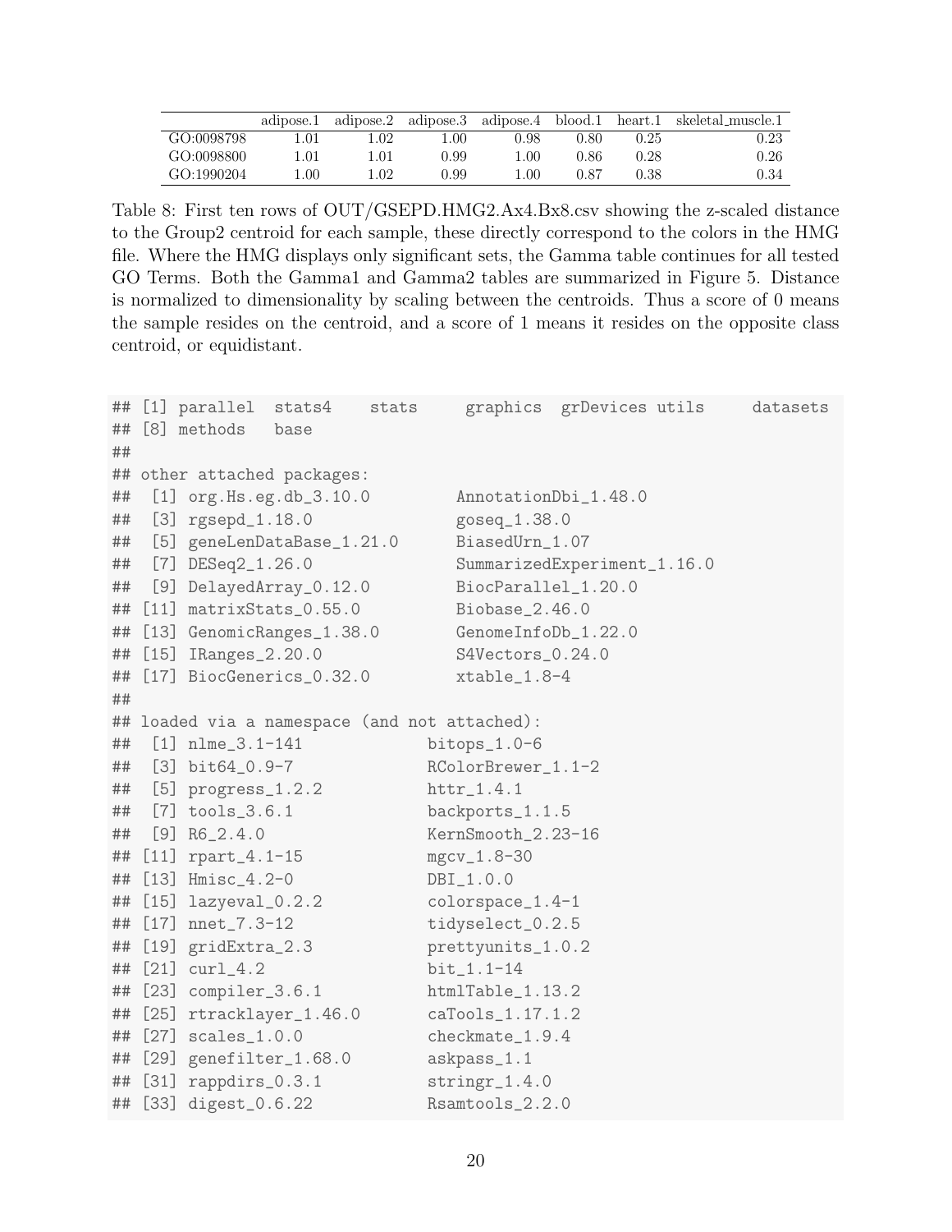|  | adipose.1 | adipose.2 | adipose.3 | adipose.4 | blood.1 | heart.1 | skeletal_muscle.1 |
|---|---|---|---|---|---|---|---|
| GO:0098798 | 1.01 | 1.02 | 1.00 | 0.98 | 0.80 | 0.25 | 0.23 |
| GO:0098800 | 1.01 | 1.01 | 0.99 | 1.00 | 0.86 | 0.28 | 0.26 |
| GO:1990204 | 1.00 | 1.02 | 0.99 | 1.00 | 0.87 | 0.38 | 0.34 |

Table 8: First ten rows of OUT/GSEPD.HMG2.Ax4.Bx8.csv showing the z-scaled distance to the Group2 centroid for each sample, these directly correspond to the colors in the HMG file. Where the HMG displays only significant sets, the Gamma table continues for all tested GO Terms. Both the Gamma1 and Gamma2 tables are summarized in Figure 5. Distance is normalized to dimensionality by scaling between the centroids. Thus a score of 0 means the sample resides on the centroid, and a score of 1 means it resides on the opposite class centroid, or equidistant.

```
## [1] parallel  stats4    stats     graphics  grDevices utils     datasets
## [8] methods   base
##
## other attached packages:
##  [1] org.Hs.eg.db_3.10.0         AnnotationDbi_1.48.0
##  [3] rgsepd_1.18.0               goseq_1.38.0
##  [5] geneLenDataBase_1.21.0      BiasedUrn_1.07
##  [7] DESeq2_1.26.0               SummarizedExperiment_1.16.0
##  [9] DelayedArray_0.12.0         BiocParallel_1.20.0
## [11] matrixStats_0.55.0          Biobase_2.46.0
## [13] GenomicRanges_1.38.0        GenomeInfoDb_1.22.0
## [15] IRanges_2.20.0              S4Vectors_0.24.0
## [17] BiocGenerics_0.32.0         xtable_1.8-4
##
## loaded via a namespace (and not attached):
##  [1] nlme_3.1-141           bitops_1.0-6
##  [3] bit64_0.9-7            RColorBrewer_1.1-2
##  [5] progress_1.2.2         httr_1.4.1
##  [7] tools_3.6.1            backports_1.1.5
##  [9] R6_2.4.0               KernSmooth_2.23-16
## [11] rpart_4.1-15           mgcv_1.8-30
## [13] Hmisc_4.2-0            DBI_1.0.0
## [15] lazyeval_0.2.2         colorspace_1.4-1
## [17] nnet_7.3-12            tidyselect_0.2.5
## [19] gridExtra_2.3          prettyunits_1.0.2
## [21] curl_4.2               bit_1.1-14
## [23] compiler_3.6.1         htmlTable_1.13.2
## [25] rtracklayer_1.46.0     caTools_1.17.1.2
## [27] scales_1.0.0           checkmate_1.9.4
## [29] genefilter_1.68.0      askpass_1.1
## [31] rappdirs_0.3.1         stringr_1.4.0
## [33] digest_0.6.22          Rsamtools_2.2.0
```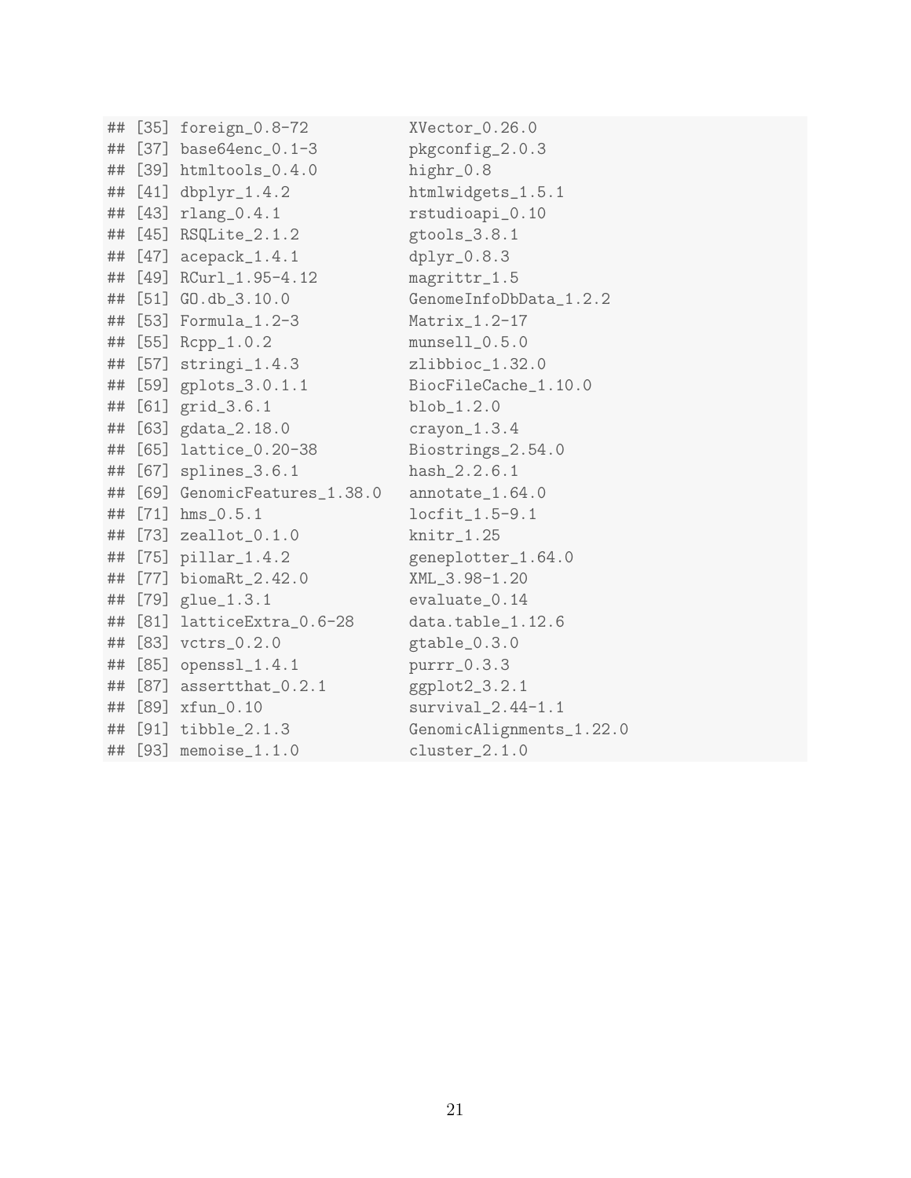```
## [35] foreign_0.8-72          XVector_0.26.0
## [37] base64enc_0.1-3         pkgconfig_2.0.3
## [39] htmltools_0.4.0         highr_0.8
## [41] dbplyr_1.4.2            htmlwidgets_1.5.1
## [43] rlang_0.4.1             rstudioapi_0.10
## [45] RSQLite_2.1.2           gtools_3.8.1
## [47] acepack_1.4.1           dplyr_0.8.3
## [49] RCurl_1.95-4.12         magrittr_1.5
## [51] GO.db_3.10.0            GenomeInfoDbData_1.2.2
## [53] Formula_1.2-3           Matrix_1.2-17
## [55] Rcpp_1.0.2              munsell_0.5.0
## [57] stringi_1.4.3           zlibbioc_1.32.0
## [59] gplots_3.0.1.1          BiocFileCache_1.10.0
## [61] grid_3.6.1              blob_1.2.0
## [63] gdata_2.18.0            crayon_1.3.4
## [65] lattice_0.20-38         Biostrings_2.54.0
## [67] splines_3.6.1           hash_2.2.6.1
## [69] GenomicFeatures_1.38.0  annotate_1.64.0
## [71] hms_0.5.1               locfit_1.5-9.1
## [73] zeallot_0.1.0           knitr_1.25
## [75] pillar_1.4.2            geneplotter_1.64.0
## [77] biomaRt_2.42.0          XML_3.98-1.20
## [79] glue_1.3.1              evaluate_0.14
## [81] latticeExtra_0.6-28     data.table_1.12.6
## [83] vctrs_0.2.0             gtable_0.3.0
## [85] openssl_1.4.1           purrr_0.3.3
## [87] assertthat_0.2.1        ggplot2_3.2.1
## [89] xfun_0.10               survival_2.44-1.1
## [91] tibble_2.1.3            GenomicAlignments_1.22.0
## [93] memoise_1.1.0           cluster_2.1.0
```